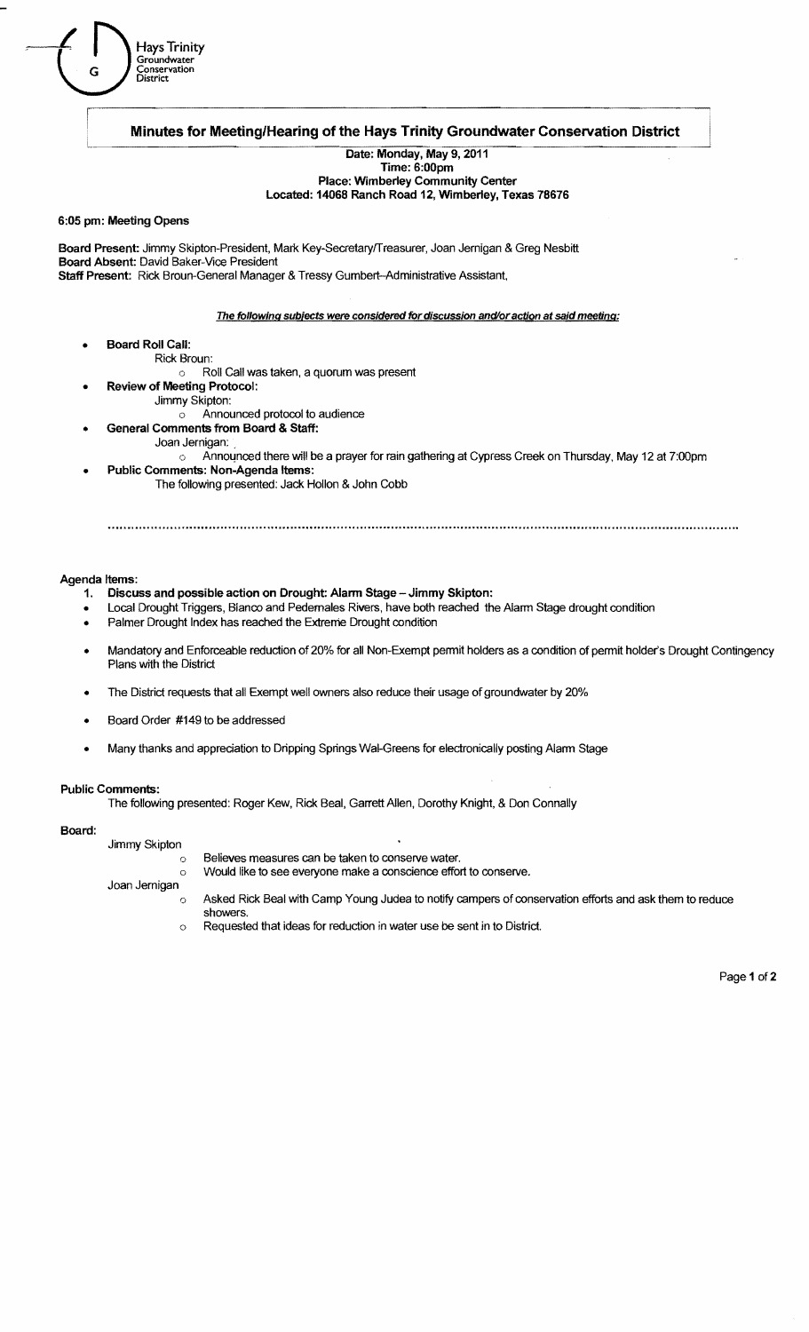Hays Trinity Groundwater Conservation District

# Minutes for Meeting/Hearing of the Hays Trinity Groundwater Conservation District

**Date: Monday, May 9, 2011**
**Time: 6:00pm**
**Place: Wimberley Community Center**
**Located: 14068 Ranch Road 12, Wimberley, Texas 78676**

**6:05 pm: Meeting Opens**

**Board Present:** Jimmy Skipton-President, Mark Key-Secretary/Treasurer, Joan Jernigan & Greg Nesbitt
**Board Absent:** David Baker-Vice President
**Staff Present:** Rick Broun-General Manager & Tressy Gumbert–Administrative Assistant,

***The following subjects were considered for discussion and/or action at said meeting:***

- **Board Roll Call:**
  - Rick Broun:
    - Roll Call was taken, a quorum was present
- **Review of Meeting Protocol:**
  - Jimmy Skipton:
    - Announced protocol to audience
- **General Comments from Board & Staff:**
  - Joan Jernigan:
    - Announced there will be a prayer for rain gathering at Cypress Creek on Thursday, May 12 at 7:00pm
- **Public Comments: Non-Agenda Items:**
  - The following presented: Jack Hollon & John Cobb

**Agenda Items:**

1. **Discuss and possible action on Drought: Alarm Stage – Jimmy Skipton:**

- Local Drought Triggers, Blanco and Pedernales Rivers, have both reached the Alarm Stage drought condition
- Palmer Drought Index has reached the Extreme Drought condition
- Mandatory and Enforceable reduction of 20% for all Non-Exempt permit holders as a condition of permit holder's Drought Contingency Plans with the District
- The District requests that all Exempt well owners also reduce their usage of groundwater by 20%
- Board Order #149 to be addressed
- Many thanks and appreciation to Dripping Springs Wal-Greens for electronically posting Alarm Stage

**Public Comments:**

The following presented: Roger Kew, Rick Beal, Garrett Allen, Dorothy Knight, & Don Connally

**Board:**

- Jimmy Skipton
  - Believes measures can be taken to conserve water.
  - Would like to see everyone make a conscience effort to conserve.
- Joan Jernigan
  - Asked Rick Beal with Camp Young Judea to notify campers of conservation efforts and ask them to reduce showers.
  - Requested that ideas for reduction in water use be sent in to District.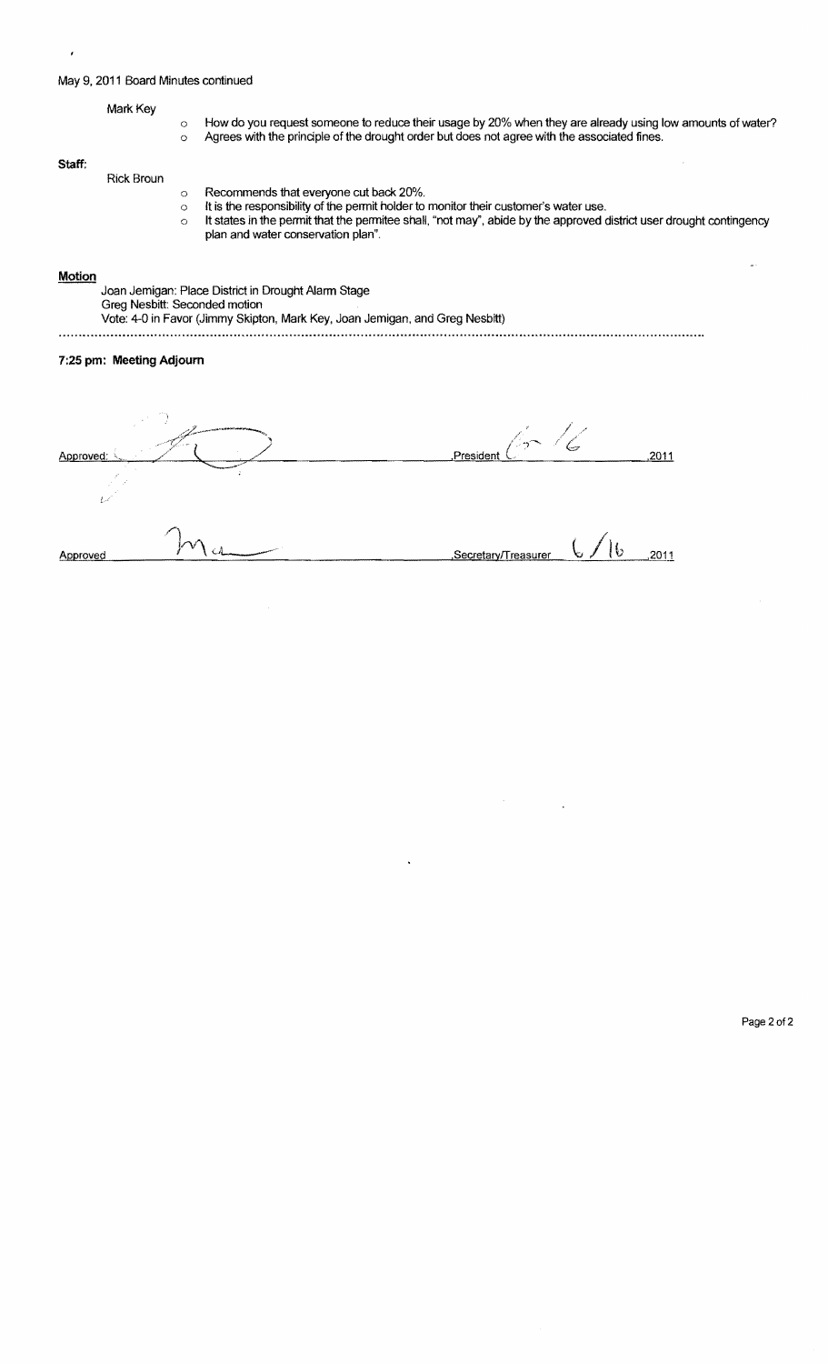May 9, 2011 Board Minutes continued

Mark Key

- How do you request someone to reduce their usage by 20% when they are already using low amounts of water?
- Agrees with the principle of the drought order but does not agree with the associated fines.

**Staff:**

Rick Broun

- Recommends that everyone cut back 20%.
- It is the responsibility of the permit holder to monitor their customer's water use.
- It states in the permit that the permitee shall, "not may", abide by the approved district user drought contingency plan and water conservation plan".

**Motion**

Joan Jemigan: Place District in Drought Alarm Stage
Greg Nesbitt: Seconded motion
Vote: 4-0 in Favor (Jimmy Skipton, Mark Key, Joan Jemigan, and Greg Nesbitt)

---

**7:25 pm: Meeting Adjourn**

Approved: _______________ ,President 6/6 ,2011

Approved _______________ ,Secretary/Treasurer 6/16 ,2011